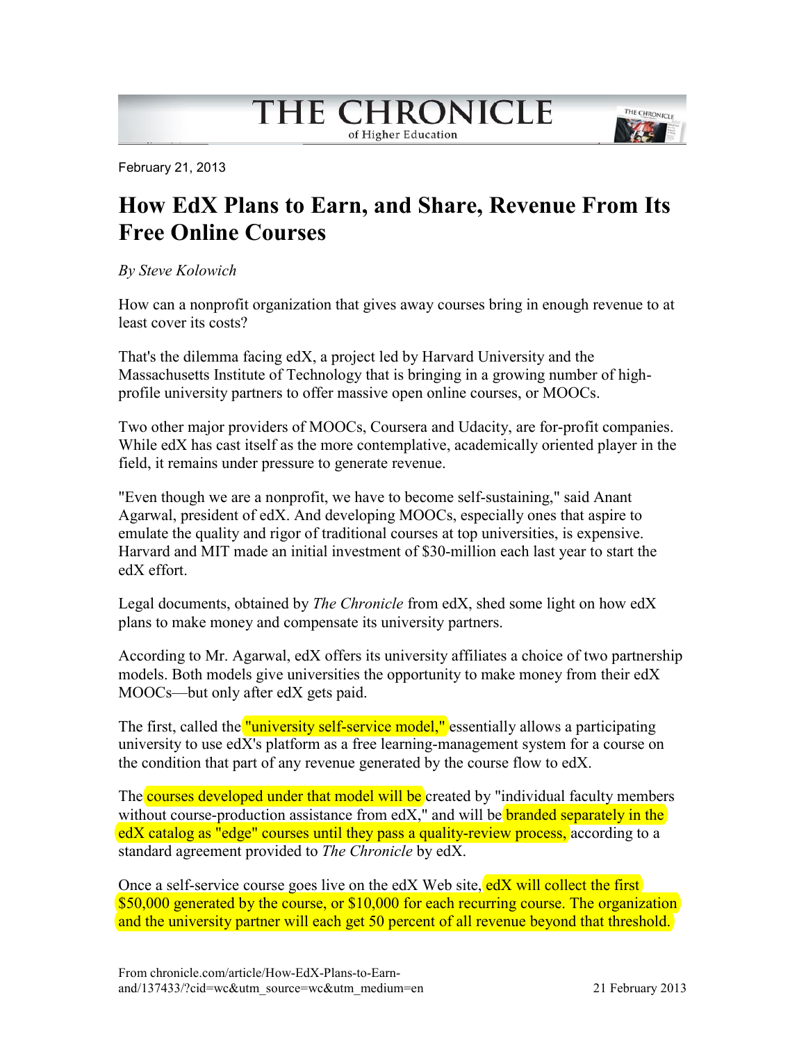February 21, 2013

# How EdX Plans to Earn, and Share, Revenue From Its Free Online Courses

*By Steve Kolowich*

How can a nonprofit organization that gives away courses bring in enough revenue to at least cover its costs?

That's the dilemma facing edX, a project led by Harvard University and the Massachusetts Institute of Technology that is bringing in a growing number of high-profile university partners to offer massive open online courses, or MOOCs.

Two other major providers of MOOCs, Coursera and Udacity, are for-profit companies. While edX has cast itself as the more contemplative, academically oriented player in the field, it remains under pressure to generate revenue.

"Even though we are a nonprofit, we have to become self-sustaining," said Anant Agarwal, president of edX. And developing MOOCs, especially ones that aspire to emulate the quality and rigor of traditional courses at top universities, is expensive. Harvard and MIT made an initial investment of $30-million each last year to start the edX effort.

Legal documents, obtained by *The Chronicle* from edX, shed some light on how edX plans to make money and compensate its university partners.

According to Mr. Agarwal, edX offers its university affiliates a choice of two partnership models. Both models give universities the opportunity to make money from their edX MOOCs—but only after edX gets paid.

The first, called the "university self-service model," essentially allows a participating university to use edX's platform as a free learning-management system for a course on the condition that part of any revenue generated by the course flow to edX.

The courses developed under that model will be created by "individual faculty members without course-production assistance from edX," and will be branded separately in the edX catalog as "edge" courses until they pass a quality-review process, according to a standard agreement provided to *The Chronicle* by edX.

Once a self-service course goes live on the edX Web site, edX will collect the first $50,000 generated by the course, or $10,000 for each recurring course. The organization and the university partner will each get 50 percent of all revenue beyond that threshold.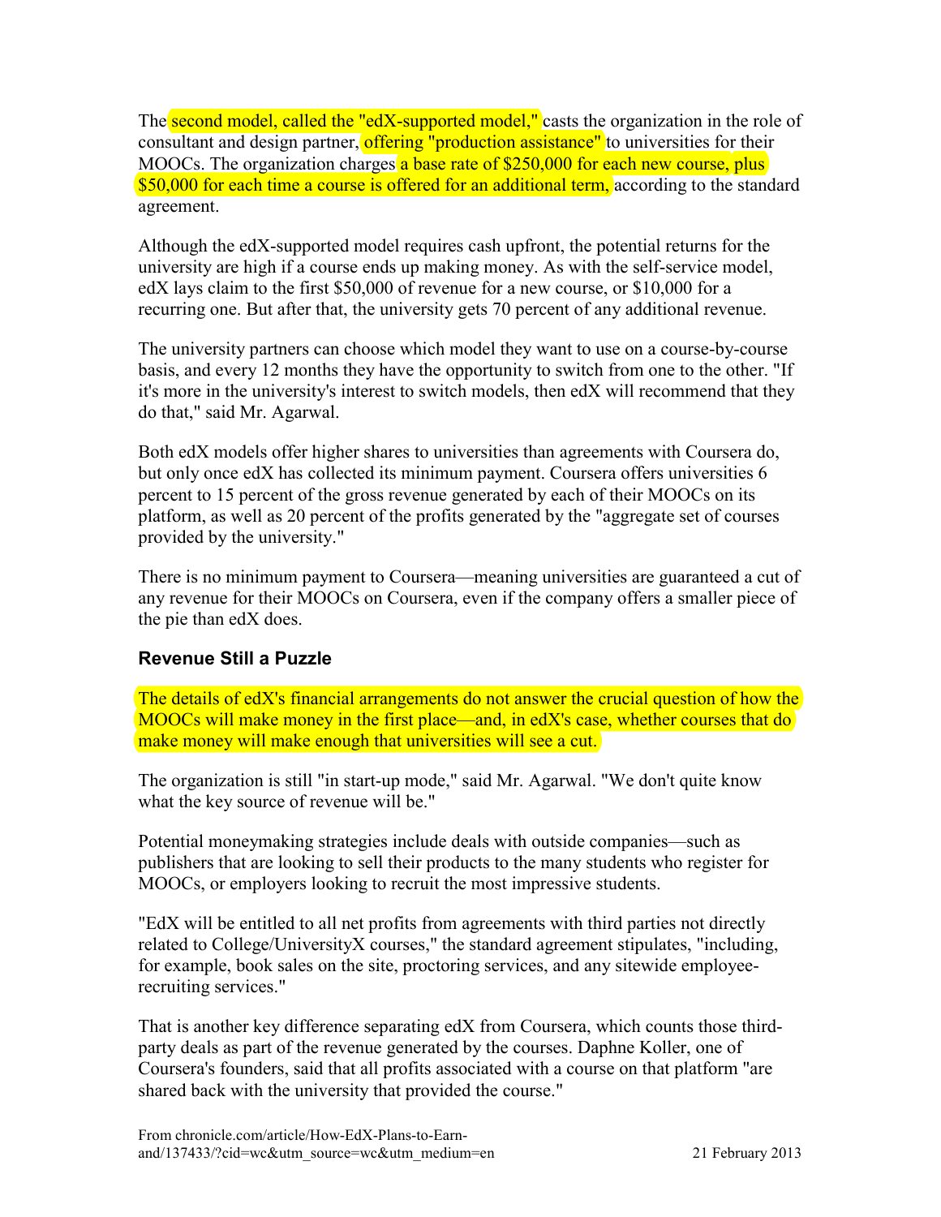The second model, called the "edX-supported model," casts the organization in the role of consultant and design partner, offering "production assistance" to universities for their MOOCs. The organization charges a base rate of $250,000 for each new course, plus $50,000 for each time a course is offered for an additional term, according to the standard agreement.

Although the edX-supported model requires cash upfront, the potential returns for the university are high if a course ends up making money. As with the self-service model, edX lays claim to the first $50,000 of revenue for a new course, or $10,000 for a recurring one. But after that, the university gets 70 percent of any additional revenue.

The university partners can choose which model they want to use on a course-by-course basis, and every 12 months they have the opportunity to switch from one to the other. "If it's more in the university's interest to switch models, then edX will recommend that they do that," said Mr. Agarwal.

Both edX models offer higher shares to universities than agreements with Coursera do, but only once edX has collected its minimum payment. Coursera offers universities 6 percent to 15 percent of the gross revenue generated by each of their MOOCs on its platform, as well as 20 percent of the profits generated by the "aggregate set of courses provided by the university."

There is no minimum payment to Coursera—meaning universities are guaranteed a cut of any revenue for their MOOCs on Coursera, even if the company offers a smaller piece of the pie than edX does.

### Revenue Still a Puzzle

The details of edX's financial arrangements do not answer the crucial question of how the MOOCs will make money in the first place—and, in edX's case, whether courses that do make money will make enough that universities will see a cut.

The organization is still "in start-up mode," said Mr. Agarwal. "We don't quite know what the key source of revenue will be."

Potential moneymaking strategies include deals with outside companies—such as publishers that are looking to sell their products to the many students who register for MOOCs, or employers looking to recruit the most impressive students.

"EdX will be entitled to all net profits from agreements with third parties not directly related to College/UniversityX courses," the standard agreement stipulates, "including, for example, book sales on the site, proctoring services, and any sitewide employee-recruiting services."

That is another key difference separating edX from Coursera, which counts those third-party deals as part of the revenue generated by the courses. Daphne Koller, one of Coursera's founders, said that all profits associated with a course on that platform "are shared back with the university that provided the course."

From chronicle.com/article/How-EdX-Plans-to-Earn-and/137433/?cid=wc&utm_source=wc&utm_medium=en 21 February 2013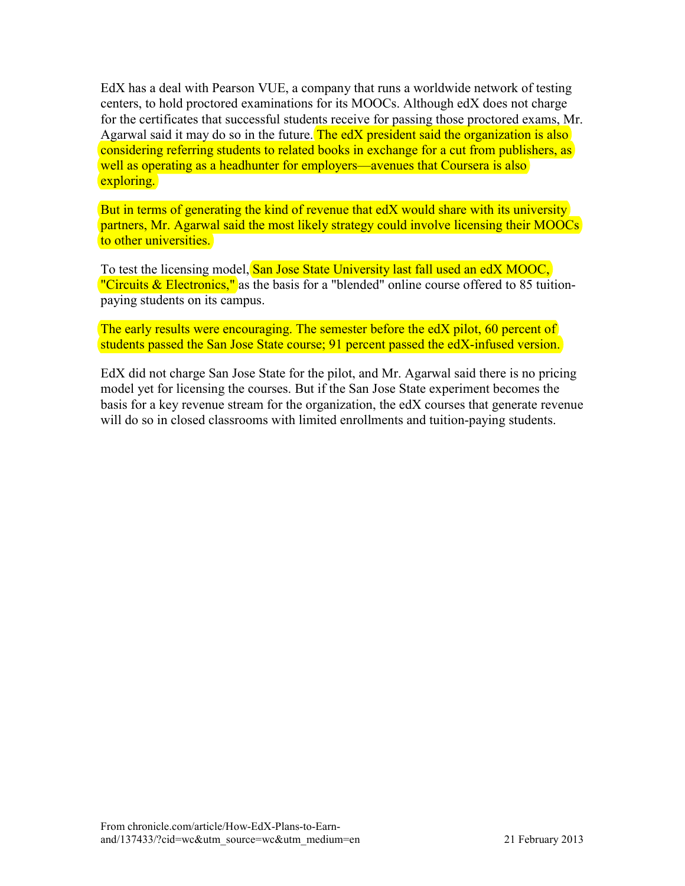EdX has a deal with Pearson VUE, a company that runs a worldwide network of testing centers, to hold proctored examinations for its MOOCs. Although edX does not charge for the certificates that successful students receive for passing those proctored exams, Mr. Agarwal said it may do so in the future. The edX president said the organization is also considering referring students to related books in exchange for a cut from publishers, as well as operating as a headhunter for employers—avenues that Coursera is also exploring.

But in terms of generating the kind of revenue that edX would share with its university partners, Mr. Agarwal said the most likely strategy could involve licensing their MOOCs to other universities.

To test the licensing model, San Jose State University last fall used an edX MOOC, "Circuits & Electronics," as the basis for a "blended" online course offered to 85 tuition-paying students on its campus.

The early results were encouraging. The semester before the edX pilot, 60 percent of students passed the San Jose State course; 91 percent passed the edX-infused version.

EdX did not charge San Jose State for the pilot, and Mr. Agarwal said there is no pricing model yet for licensing the courses. But if the San Jose State experiment becomes the basis for a key revenue stream for the organization, the edX courses that generate revenue will do so in closed classrooms with limited enrollments and tuition-paying students.

From chronicle.com/article/How-EdX-Plans-to-Earn-and/137433/?cid=wc&utm_source=wc&utm_medium=en

21 February 2013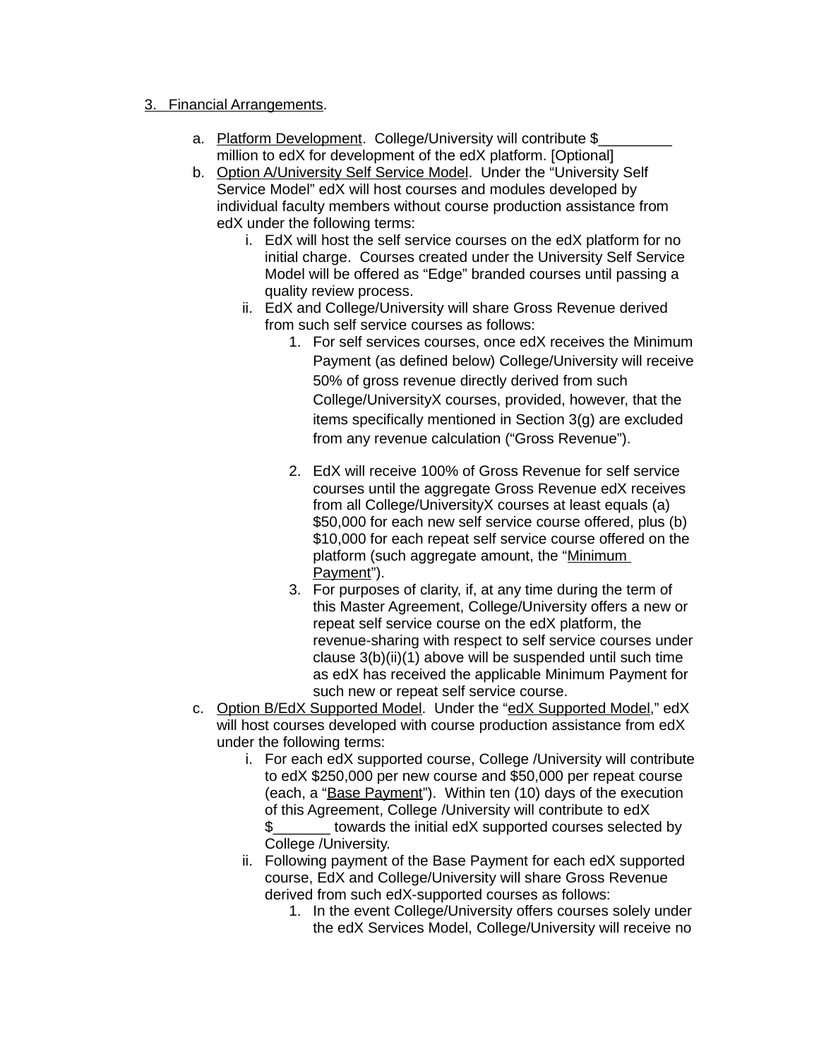3. <u>Financial Arrangements</u>.

   a. <u>Platform Development</u>. College/University will contribute $_________ million to edX for development of the edX platform. [Optional]

   b. <u>Option A/University Self Service Model</u>. Under the "University Self Service Model" edX will host courses and modules developed by individual faculty members without course production assistance from edX under the following terms:

      i. EdX will host the self service courses on the edX platform for no initial charge. Courses created under the University Self Service Model will be offered as "Edge" branded courses until passing a quality review process.

      ii. EdX and College/University will share Gross Revenue derived from such self service courses as follows:

         1. For self services courses, once edX receives the Minimum Payment (as defined below) College/University will receive 50% of gross revenue directly derived from such College/UniversityX courses, provided, however, that the items specifically mentioned in Section 3(g) are excluded from any revenue calculation ("Gross Revenue").

         2. EdX will receive 100% of Gross Revenue for self service courses until the aggregate Gross Revenue edX receives from all College/UniversityX courses at least equals (a) $50,000 for each new self service course offered, plus (b) $10,000 for each repeat self service course offered on the platform (such aggregate amount, the "<u>Minimum Payment</u>").

         3. For purposes of clarity, if, at any time during the term of this Master Agreement, College/University offers a new or repeat self service course on the edX platform, the revenue-sharing with respect to self service courses under clause 3(b)(ii)(1) above will be suspended until such time as edX has received the applicable Minimum Payment for such new or repeat self service course.

   c. <u>Option B/EdX Supported Model</u>. Under the "<u>edX Supported Model</u>," edX will host courses developed with course production assistance from edX under the following terms:

      i. For each edX supported course, College /University will contribute to edX $250,000 per new course and $50,000 per repeat course (each, a "<u>Base Payment</u>"). Within ten (10) days of the execution of this Agreement, College /University will contribute to edX $_______ towards the initial edX supported courses selected by College /University.

      ii. Following payment of the Base Payment for each edX supported course, EdX and College/University will share Gross Revenue derived from such edX-supported courses as follows:

         1. In the event College/University offers courses solely under the edX Services Model, College/University will receive no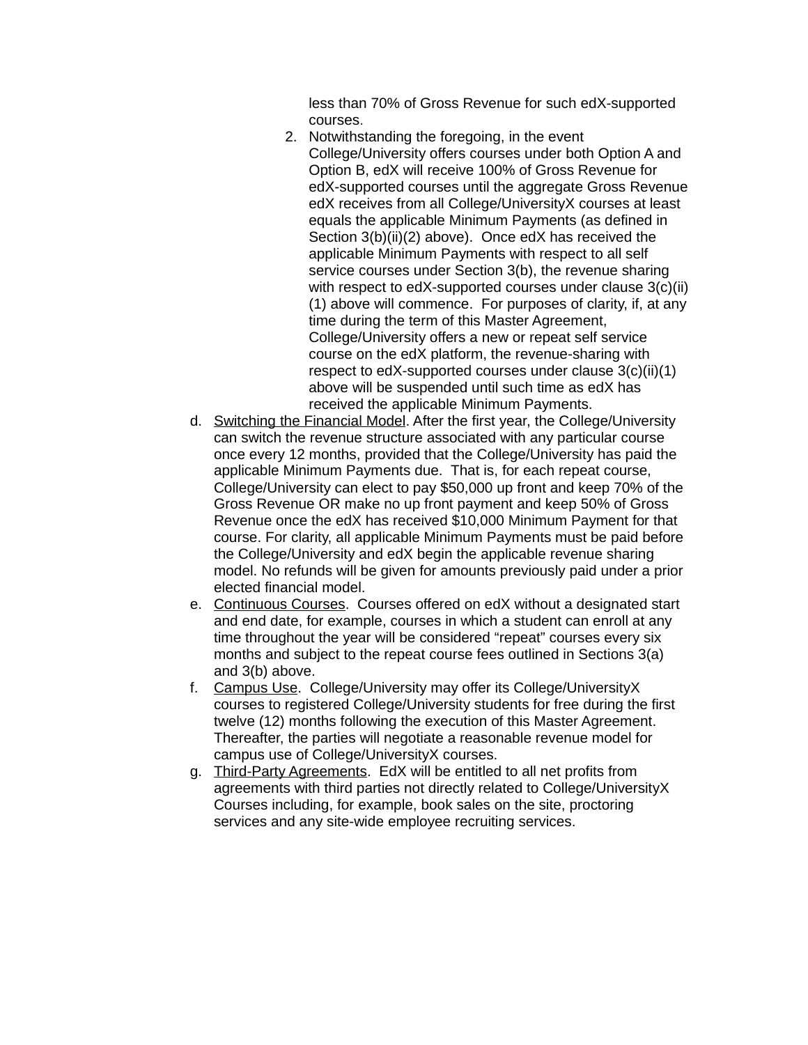less than 70% of Gross Revenue for such edX-supported courses.

2. Notwithstanding the foregoing, in the event College/University offers courses under both Option A and Option B, edX will receive 100% of Gross Revenue for edX-supported courses until the aggregate Gross Revenue edX receives from all College/UniversityX courses at least equals the applicable Minimum Payments (as defined in Section 3(b)(ii)(2) above). Once edX has received the applicable Minimum Payments with respect to all self service courses under Section 3(b), the revenue sharing with respect to edX-supported courses under clause 3(c)(ii)(1) above will commence. For purposes of clarity, if, at any time during the term of this Master Agreement, College/University offers a new or repeat self service course on the edX platform, the revenue-sharing with respect to edX-supported courses under clause 3(c)(ii)(1) above will be suspended until such time as edX has received the applicable Minimum Payments.

d. Switching the Financial Model. After the first year, the College/University can switch the revenue structure associated with any particular course once every 12 months, provided that the College/University has paid the applicable Minimum Payments due. That is, for each repeat course, College/University can elect to pay $50,000 up front and keep 70% of the Gross Revenue OR make no up front payment and keep 50% of Gross Revenue once the edX has received $10,000 Minimum Payment for that course. For clarity, all applicable Minimum Payments must be paid before the College/University and edX begin the applicable revenue sharing model. No refunds will be given for amounts previously paid under a prior elected financial model.

e. Continuous Courses. Courses offered on edX without a designated start and end date, for example, courses in which a student can enroll at any time throughout the year will be considered "repeat" courses every six months and subject to the repeat course fees outlined in Sections 3(a) and 3(b) above.

f. Campus Use. College/University may offer its College/UniversityX courses to registered College/University students for free during the first twelve (12) months following the execution of this Master Agreement. Thereafter, the parties will negotiate a reasonable revenue model for campus use of College/UniversityX courses.

g. Third-Party Agreements. EdX will be entitled to all net profits from agreements with third parties not directly related to College/UniversityX Courses including, for example, book sales on the site, proctoring services and any site-wide employee recruiting services.